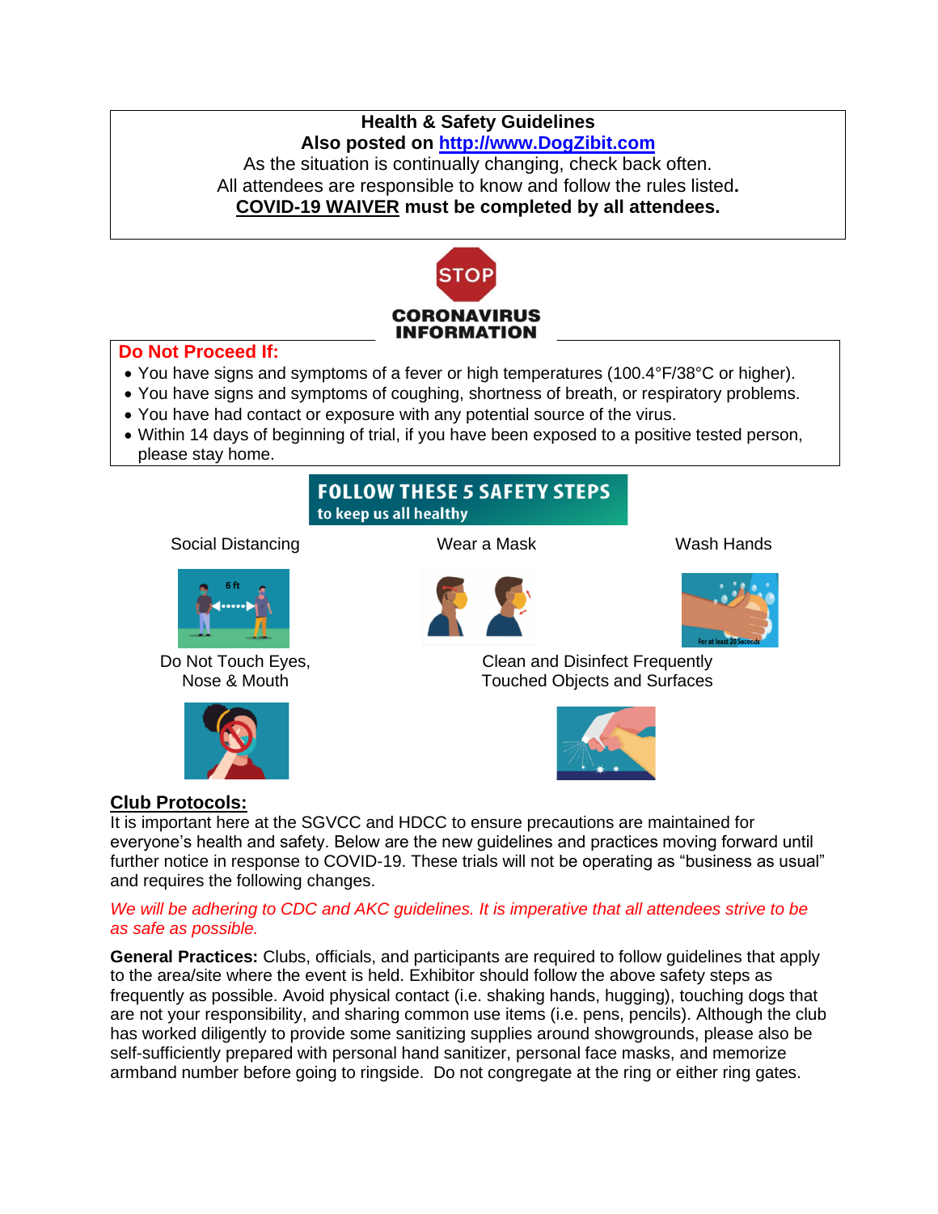**Health & Safety Guidelines**

**Also posted on [http://www.DogZibit.com](http://www.DogZibit.com)**

As the situation is continually changing, check back often.

All attendees are responsible to know and follow the rules listed**.**

**<u>COVID-19 WAIVER</u> must be completed by all attendees.**

STOP

**CORONAVIRUS INFORMATION**

**Do Not Proceed If:**

- You have signs and symptoms of a fever or high temperatures (100.4°F/38°C or higher).
- You have signs and symptoms of coughing, shortness of breath, or respiratory problems.
- You have had contact or exposure with any potential source of the virus.
- Within 14 days of beginning of trial, if you have been exposed to a positive tested person, please stay home.

**FOLLOW THESE 5 SAFETY STEPS**
**to keep us all healthy**

Social Distancing

Wear a Mask

Wash Hands

Do Not Touch Eyes, Nose & Mouth

Clean and Disinfect Frequently Touched Objects and Surfaces

## <u>Club Protocols:</u>

It is important here at the SGVCC and HDCC to ensure precautions are maintained for everyone's health and safety. Below are the new guidelines and practices moving forward until further notice in response to COVID-19. These trials will not be operating as "business as usual" and requires the following changes.

*We will be adhering to CDC and AKC guidelines. It is imperative that all attendees strive to be as safe as possible.*

**General Practices:** Clubs, officials, and participants are required to follow guidelines that apply to the area/site where the event is held. Exhibitor should follow the above safety steps as frequently as possible. Avoid physical contact (i.e. shaking hands, hugging), touching dogs that are not your responsibility, and sharing common use items (i.e. pens, pencils). Although the club has worked diligently to provide some sanitizing supplies around showgrounds, please also be self-sufficiently prepared with personal hand sanitizer, personal face masks, and memorize armband number before going to ringside. Do not congregate at the ring or either ring gates.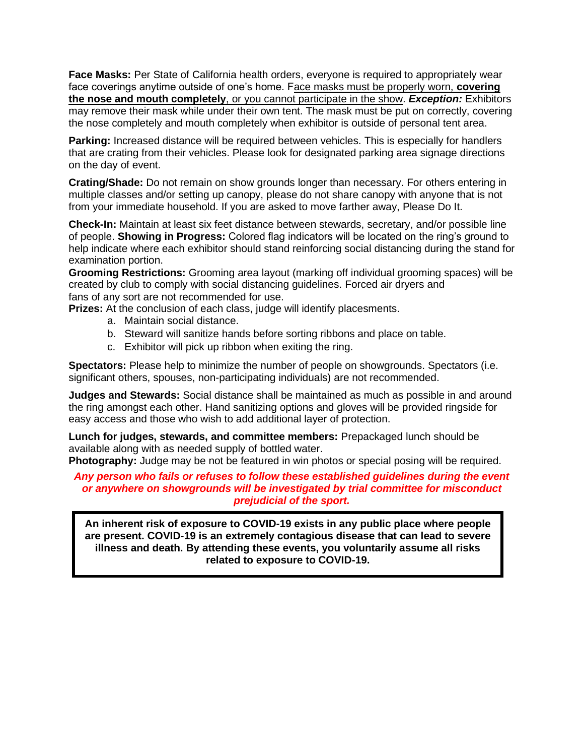**Face Masks:** Per State of California health orders, everyone is required to appropriately wear face coverings anytime outside of one's home. Face masks must be properly worn, **covering the nose and mouth completely**, or you cannot participate in the show. ***Exception:*** Exhibitors may remove their mask while under their own tent. The mask must be put on correctly, covering the nose completely and mouth completely when exhibitor is outside of personal tent area.

**Parking:** Increased distance will be required between vehicles. This is especially for handlers that are crating from their vehicles. Please look for designated parking area signage directions on the day of event.

**Crating/Shade:** Do not remain on show grounds longer than necessary. For others entering in multiple classes and/or setting up canopy, please do not share canopy with anyone that is not from your immediate household. If you are asked to move farther away, Please Do It.

**Check-In:** Maintain at least six feet distance between stewards, secretary, and/or possible line of people. **Showing in Progress:** Colored flag indicators will be located on the ring's ground to help indicate where each exhibitor should stand reinforcing social distancing during the stand for examination portion.

**Grooming Restrictions:** Grooming area layout (marking off individual grooming spaces) will be created by club to comply with social distancing guidelines. Forced air dryers and fans of any sort are not recommended for use.

**Prizes:** At the conclusion of each class, judge will identify placesments.

a. Maintain social distance.
b. Steward will sanitize hands before sorting ribbons and place on table.
c. Exhibitor will pick up ribbon when exiting the ring.

**Spectators:** Please help to minimize the number of people on showgrounds. Spectators (i.e. significant others, spouses, non-participating individuals) are not recommended.

**Judges and Stewards:** Social distance shall be maintained as much as possible in and around the ring amongst each other. Hand sanitizing options and gloves will be provided ringside for easy access and those who wish to add additional layer of protection.

**Lunch for judges, stewards, and committee members:** Prepackaged lunch should be available along with as needed supply of bottled water.

**Photography:** Judge may be not be featured in win photos or special posing will be required.

***Any person who fails or refuses to follow these established guidelines during the event or anywhere on showgrounds will be investigated by trial committee for misconduct prejudicial of the sport.***

**An inherent risk of exposure to COVID-19 exists in any public place where people are present. COVID-19 is an extremely contagious disease that can lead to severe illness and death. By attending these events, you voluntarily assume all risks related to exposure to COVID-19.**